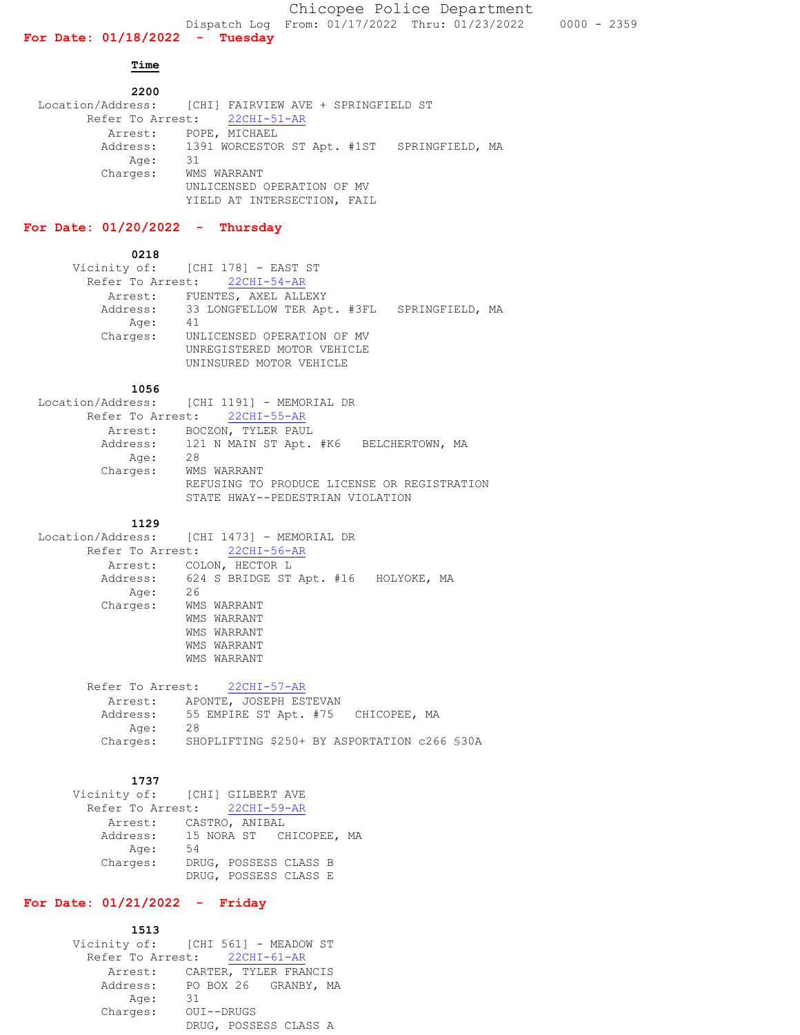# Chicopee Police Department

Dispatch Log From: 01/17/2022 Thru: 01/23/2022 0000 - 2359

## For Date: 01/18/2022 - Tuesday

**Time**

**2200**

Location/Address: [CHI] FAIRVIEW AVE + SPRINGFIELD ST
Refer To Arrest: 22CHI-51-AR
Arrest: POPE, MICHAEL
Address: 1391 WORCESTOR ST Apt. #1ST SPRINGFIELD, MA
Age: 31
Charges: WMS WARRANT
UNLICENSED OPERATION OF MV
YIELD AT INTERSECTION, FAIL

## For Date: 01/20/2022 - Thursday

**0218**

Vicinity of: [CHI 178] - EAST ST
Refer To Arrest: 22CHI-54-AR
Arrest: FUENTES, AXEL ALLEXY
Address: 33 LONGFELLOW TER Apt. #3FL SPRINGFIELD, MA
Age: 41
Charges: UNLICENSED OPERATION OF MV
UNREGISTERED MOTOR VEHICLE
UNINSURED MOTOR VEHICLE

**1056**

Location/Address: [CHI 1191] - MEMORIAL DR
Refer To Arrest: 22CHI-55-AR
Arrest: BOCZON, TYLER PAUL
Address: 121 N MAIN ST Apt. #K6 BELCHERTOWN, MA
Age: 28
Charges: WMS WARRANT
REFUSING TO PRODUCE LICENSE OR REGISTRATION
STATE HWAY--PEDESTRIAN VIOLATION

**1129**

Location/Address: [CHI 1473] - MEMORIAL DR
Refer To Arrest: 22CHI-56-AR
Arrest: COLON, HECTOR L
Address: 624 S BRIDGE ST Apt. #16 HOLYOKE, MA
Age: 26
Charges: WMS WARRANT
WMS WARRANT
WMS WARRANT
WMS WARRANT
WMS WARRANT

Refer To Arrest: 22CHI-57-AR
Arrest: APONTE, JOSEPH ESTEVAN
Address: 55 EMPIRE ST Apt. #75 CHICOPEE, MA
Age: 28
Charges: SHOPLIFTING $250+ BY ASPORTATION c266 §30A

**1737**

Vicinity of: [CHI] GILBERT AVE
Refer To Arrest: 22CHI-59-AR
Arrest: CASTRO, ANIBAL
Address: 15 NORA ST CHICOPEE, MA
Age: 54
Charges: DRUG, POSSESS CLASS B
DRUG, POSSESS CLASS E

## For Date: 01/21/2022 - Friday

**1513**

Vicinity of: [CHI 561] - MEADOW ST
Refer To Arrest: 22CHI-61-AR
Arrest: CARTER, TYLER FRANCIS
Address: PO BOX 26 GRANBY, MA
Age: 31
Charges: OUI--DRUGS
DRUG, POSSESS CLASS A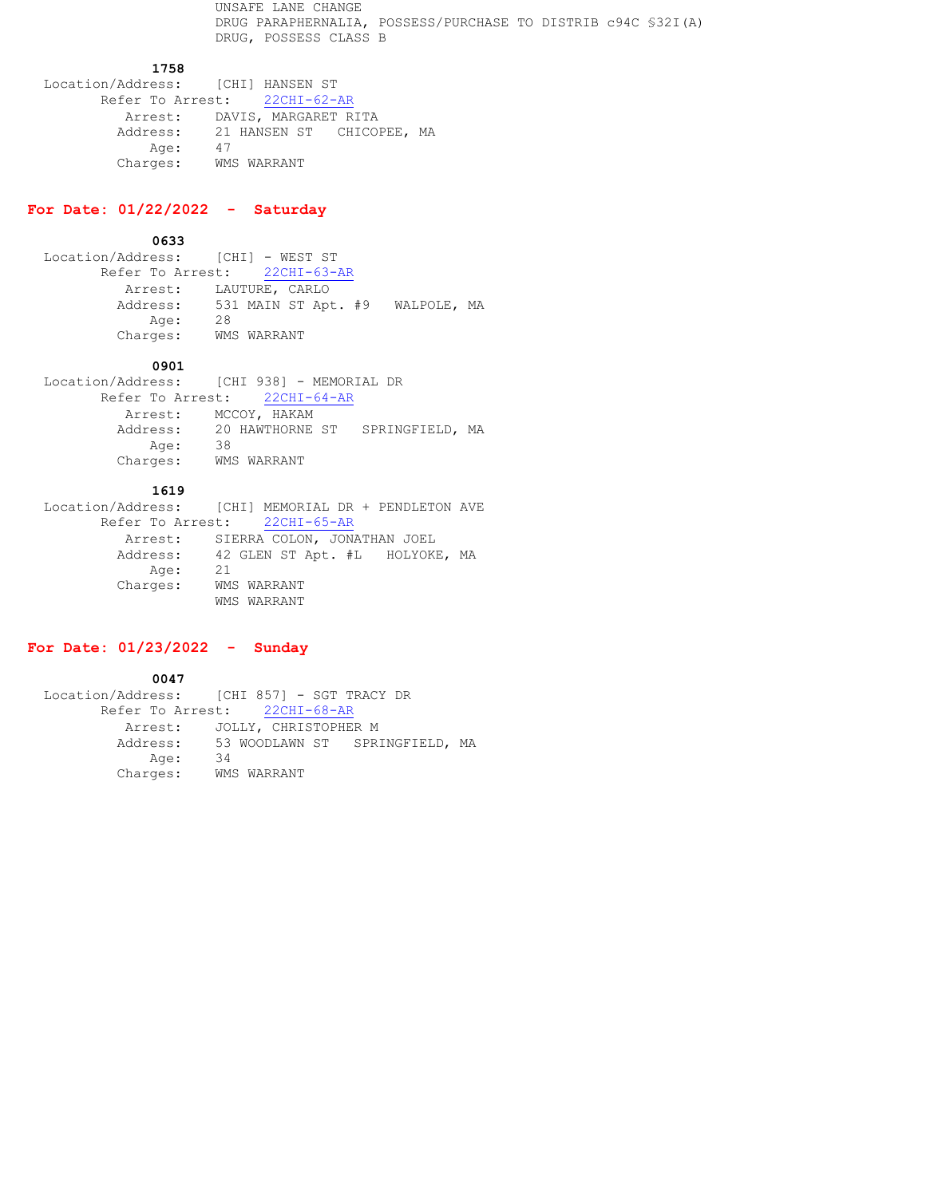UNSAFE LANE CHANGE
DRUG PARAPHERNALIA, POSSESS/PURCHASE TO DISTRIB c94C §32I(A)
DRUG, POSSESS CLASS B

**1758**

Location/Address: [CHI] HANSEN ST
Refer To Arrest: 22CHI-62-AR
Arrest: DAVIS, MARGARET RITA
Address: 21 HANSEN ST CHICOPEE, MA
Age: 47
Charges: WMS WARRANT

## For Date: 01/22/2022 - Saturday

**0633**

Location/Address: [CHI] - WEST ST
Refer To Arrest: 22CHI-63-AR
Arrest: LAUTURE, CARLO
Address: 531 MAIN ST Apt. #9 WALPOLE, MA
Age: 28
Charges: WMS WARRANT

**0901**

Location/Address: [CHI 938] - MEMORIAL DR
Refer To Arrest: 22CHI-64-AR
Arrest: MCCOY, HAKAM
Address: 20 HAWTHORNE ST SPRINGFIELD, MA
Age: 38
Charges: WMS WARRANT

**1619**

Location/Address: [CHI] MEMORIAL DR + PENDLETON AVE
Refer To Arrest: 22CHI-65-AR
Arrest: SIERRA COLON, JONATHAN JOEL
Address: 42 GLEN ST Apt. #L HOLYOKE, MA
Age: 21
Charges: WMS WARRANT
WMS WARRANT

## For Date: 01/23/2022 - Sunday

**0047**

Location/Address: [CHI 857] - SGT TRACY DR
Refer To Arrest: 22CHI-68-AR
Arrest: JOLLY, CHRISTOPHER M
Address: 53 WOODLAWN ST SPRINGFIELD, MA
Age: 34
Charges: WMS WARRANT